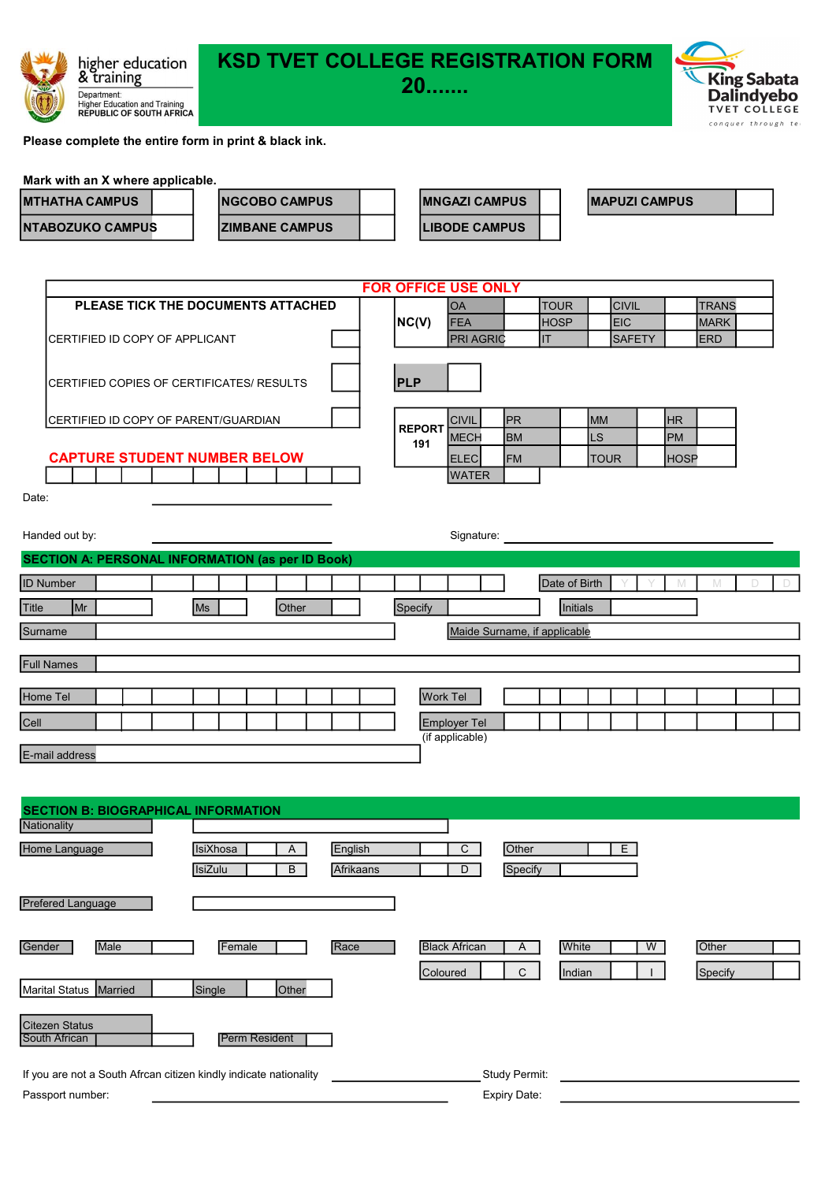higher education & training
Department: Higher Education and Training
REPUBLIC OF SOUTH AFRICA

# KSD TVET COLLEGE REGISTRATION FORM 20.......

King Sabata Dalindyebo TVET COLLEGE
conquer through te

**Please complete the entire form in print & black ink.**

**Mark with an X where applicable.**

| MTHATHA CAMPUS | | NGCOBO CAMPUS | | MNGAZI CAMPUS | | MAPUZI CAMPUS | |
|---|---|---|---|---|---|---|---|
| NTABOZUKO CAMPUS | | ZIMBANE CAMPUS | | LIBODE CAMPUS | | | |

## FOR OFFICE USE ONLY

**PLEASE TICK THE DOCUMENTS ATTACHED**

| Document | Tick |
|---|---|
| CERTIFIED ID COPY OF APPLICANT | |
| CERTIFIED COPIES OF CERTIFICATES/ RESULTS | |
| CERTIFIED ID COPY OF PARENT/GUARDIAN | |

| NC(V) | | | | | | | | |
|---|---|---|---|---|---|---|---|---|
| | OA | | TOUR | | CIVIL | | TRANS | |
| | FEA | | HOSP | | EIC | | MARK | |
| | PRI AGRIC | | IT | | SAFETY | | ERD | |

| PLP | |
|---|---|

| REPORT 191 | | | | | | | | |
|---|---|---|---|---|---|---|---|---|
| | CIVIL | | PR | | MM | | HR | |
| | MECH | | BM | | LS | | PM | |
| | ELEC | | FM | | TOUR | | HOSP | |
| | WATER | | | | | | | |

**CAPTURE STUDENT NUMBER BELOW**

| | | | | | | | | | | | |
|---|---|---|---|---|---|---|---|---|---|---|---|

Date: ____________________

Handed out by: ____________________ Signature: ____________________

## SECTION A: PERSONAL INFORMATION (as per ID Book)

ID Number: | | | | | | | | | | | | | | Date of Birth: Y Y M M D D

Title: Mr ___ Ms ___ Other ___ Specify ____________ Initials ____________

Surname: ____________________ Maide Surname, if applicable ____________________

Full Names: ____________________

Home Tel: ____________________ Work Tel: ____________________

Cell: ____________________ Employer Tel (if applicable): ____________________

E-mail address: ____________________

## SECTION B: BIOGRAPHICAL INFORMATION

Nationality: ____________________

Home Language:

| IsiXhosa | A | English | C | Other | E |
|---|---|---|---|---|---|
| IsiZulu | B | Afrikaans | D | Specify | |

Prefered Language: ____________________

Gender: Male ___ Female ___

Race:

| Black African | A | White | W | Other | |
|---|---|---|---|---|---|
| Coloured | C | Indian | I | Specify | |

Marital Status: Married ___ Single ___ Other ___

Citezen Status: South African ___ Perm Resident ___

If you are not a South Afrcan citizen kindly indicate nationality ____________________ Study Permit: ____________________

Passport number: ____________________ Expiry Date: ____________________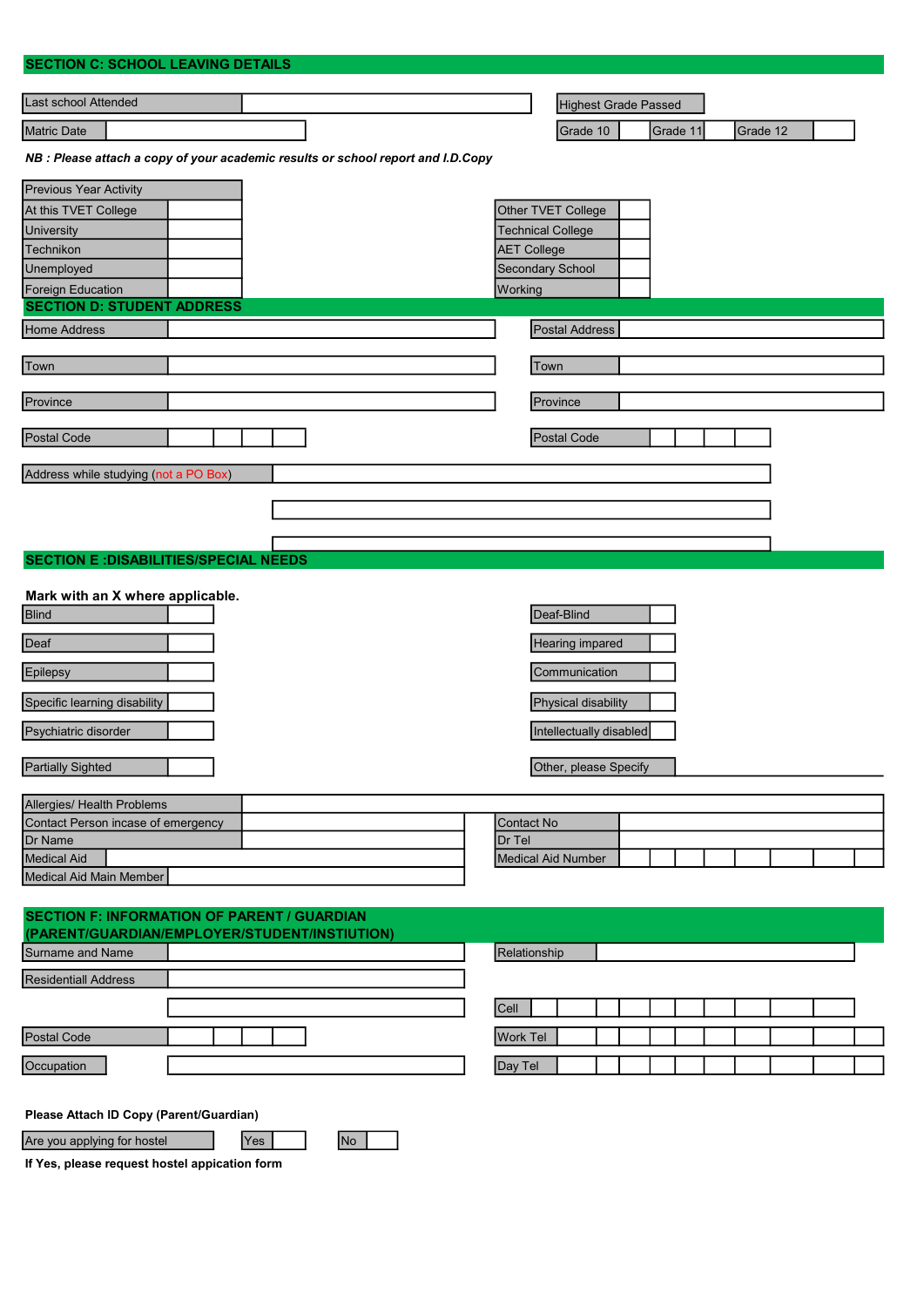## SECTION C: SCHOOL LEAVING DETAILS

| Last school Attended | |
|---|---|
| Matric Date | |

| Highest Grade Passed | | | | | |
|---|---|---|---|---|---|
| Grade 10 | | Grade 11 | | Grade 12 | |

***NB : Please attach a copy of your academic results or school report and I.D.Copy***

| Previous Year Activity | | | |
|---|---|---|---|
| At this TVET College | | Other TVET College | |
| University | | Technical College | |
| Technikon | | AET College | |
| Unemployed | | Secondary School | |
| Foreign Education | | Working | |

## SECTION D: STUDENT ADDRESS

| Home Address | | Postal Address | |
|---|---|---|---|
| Town | | Town | |
| Province | | Province | |
| Postal Code | | Postal Code | |

| Address while studying (not a PO Box) | |
|---|---|
| | |
| | |

## SECTION E :DISABILITIES/SPECIAL NEEDS

**Mark with an X where applicable.**

| | | | |
|---|---|---|---|
| Blind | | Deaf-Blind | |
| Deaf | | Hearing impared | |
| Epilepsy | | Communication | |
| Specific learning disability | | Physical disability | |
| Psychiatric disorder | | Intellectually disabled | |
| Partially Sighted | | Other, please Specify | |

| Allergies/ Health Problems | | | |
|---|---|---|---|
| Contact Person incase of emergency | | Contact No | |
| Dr Name | | Dr Tel | |
| Medical Aid | | Medical Aid Number | |
| Medical Aid Main Member | | | |

## SECTION F: INFORMATION OF PARENT / GUARDIAN (PARENT/GUARDIAN/EMPLOYER/STUDENT/INSTIUTION)

| Surname and Name | | Relationship | |
|---|---|---|---|
| Residentiall Address | | | |
| | | Cell | |
| Postal Code | | Work Tel | |
| Occupation | | Day Tel | |

**Please Attach ID Copy (Parent/Guardian)**

| Are you applying for hostel | Yes | | No | |
|---|---|---|---|---|

**If Yes, please request hostel appication form**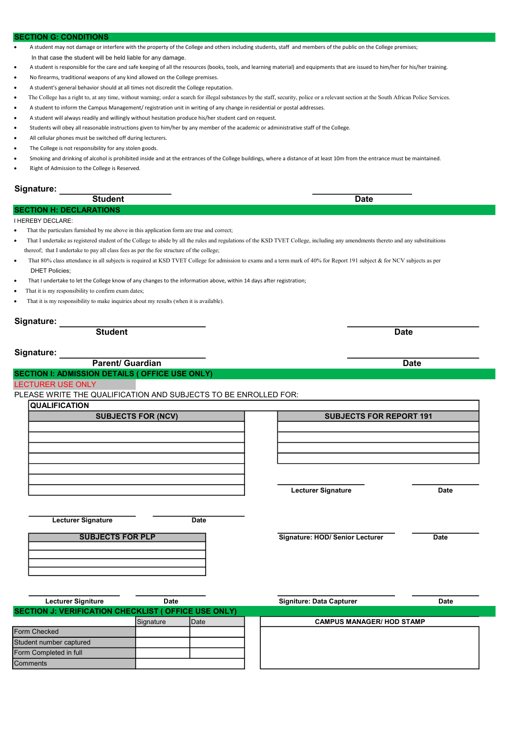## SECTION G: CONDITIONS

- A student may not damage or interfere with the property of the College and others including students, staff and members of the public on the College premises;
  In that case the student will be held liable for any damage.
- A student is responsible for the care and safe keeping of all the resources (books, tools, and learning material) and equipments that are issued to him/her for his/her training.
- No firearms, traditional weapons of any kind allowed on the College premises.
- A student's general behavior should at all times not discredit the College reputation.
- The College has a right to, at any time, without warning; order a search for illegal substances by the staff, security, police or a relevant section at the South African Police Services.
- A student to inform the Campus Management/ registration unit in writing of any change in residential or postal addresses.
- A student will always readily and willingly without hesitation produce his/her student card on request.
- Students will obey all reasonable instructions given to him/her by any member of the academic or administrative staff of the College.
- All cellular phones must be switched off during lecturers.
- The College is not responsibility for any stolen goods.
- Smoking and drinking of alcohol is prohibited inside and at the entrances of the College buildings, where a distance of at least 10m from the entrance must be maintained.
- Right of Admission to the College is Reserved.

**Signature:** ______________________ ______________________

**Student** **Date**

## SECTION H: DECLARATIONS

I HEREBY DECLARE:

- That the particulars furnished by me above in this application form are true and correct;
- That I undertake as registered student of the College to abide by all the rules and regulations of the KSD TVET College, including any amendments thereto and any substitutions thereof; that I undertake to pay all class fees as per the fee structure of the college;
- That 80% class attendance in all subjects is required at KSD TVET College for admission to exams and a term mark of 40% for Report 191 subject & for NCV subjects as per DHET Policies;
- That I undertake to let the College know of any changes to the information above, within 14 days after registration;
- That it is my responsibility to confirm exam dates;
- That it is my responsibility to make inquiries about my results (when it is available).

**Signature:** ______________________ ______________________

**Student** **Date**

**Signature:** ______________________ ______________________

**Parent/ Guardian** **Date**

## SECTION I: ADMISSION DETAILS ( OFFICE USE ONLY)

LECTURER USE ONLY

PLEASE WRITE THE QUALIFICATION AND SUBJECTS TO BE ENROLLED FOR:

**QUALIFICATION**

| SUBJECTS FOR (NCV) |
|---|
| |
| |
| |
| |
| |
| |
| |

| SUBJECTS FOR REPORT 191 |
|---|
| |
| |
| |
| |

______________________ ______________________

**Lecturer Signature** **Date**

______________________ ______________________

**Lecturer Signature** **Date**

| SUBJECTS FOR PLP |
|---|
| |
| |
| |
| |

______________________ ______________________

**Signature: HOD/ Senior Lecturer** **Date**

______________________ ______________________

**Lecturer Signiture** **Date**

______________________ ______________________

**Signiture: Data Capturer** **Date**

## SECTION J: VERIFICATION CHECKLIST ( OFFICE USE ONLY)

| | Signature | Date |
|---|---|---|
| Form Checked | | |
| Student number captured | | |
| Form Completed in full | | |
| Comments | | |

| CAMPUS MANAGER/ HOD STAMP |
|---|
| |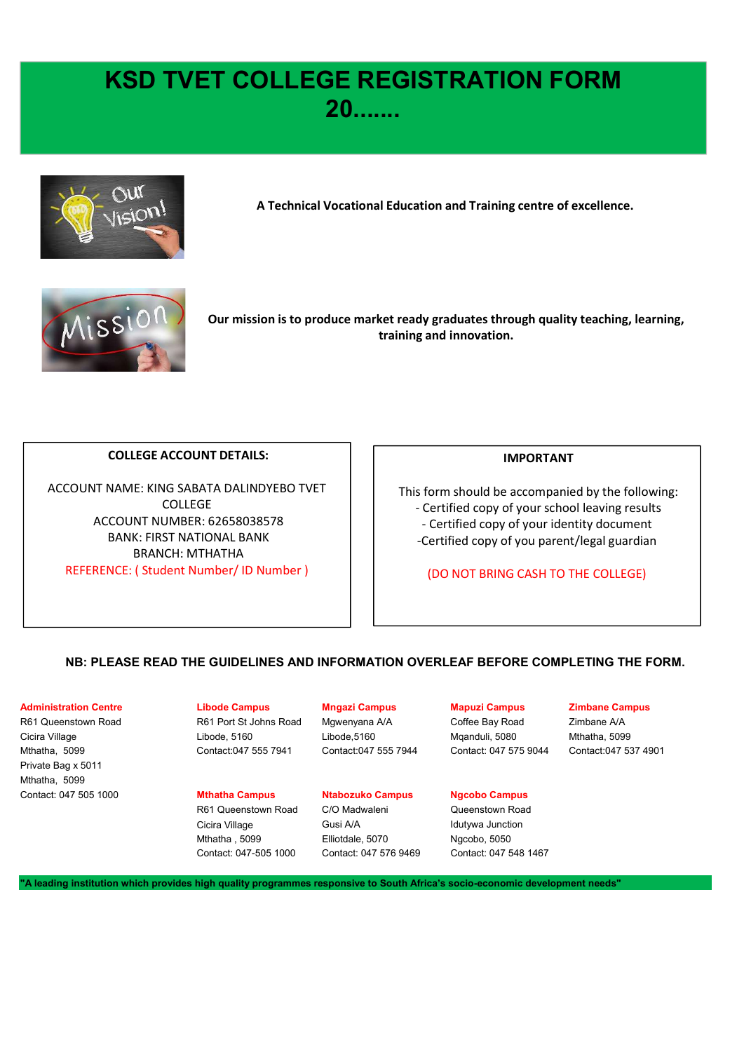# KSD TVET COLLEGE REGISTRATION FORM 20.......

A Technical Vocational Education and Training centre of excellence.

Our mission is to produce market ready graduates through quality teaching, learning, training and innovation.

**COLLEGE ACCOUNT DETAILS:**

ACCOUNT NAME: KING SABATA DALINDYEBO TVET COLLEGE
ACCOUNT NUMBER: 62658038578
BANK: FIRST NATIONAL BANK
BRANCH: MTHATHA
REFERENCE: ( Student Number/ ID Number )

**IMPORTANT**

This form should be accompanied by the following:
- Certified copy of your school leaving results
- Certified copy of your identity document
- Certified copy of you parent/legal guardian

(DO NOT BRING CASH TO THE COLLEGE)

**NB: PLEASE READ THE GUIDELINES AND INFORMATION OVERLEAF BEFORE COMPLETING THE FORM.**

**Administration Centre**
R61 Queenstown Road
Cicira Village
Mthatha, 5099
Private Bag x 5011
Mthatha, 5099
Contact: 047 505 1000

**Libode Campus**
R61 Port St Johns Road
Libode, 5160
Contact:047 555 7941

**Mngazi Campus**
Mgwenyana A/A
Libode,5160
Contact:047 555 7944

**Mapuzi Campus**
Coffee Bay Road
Mqanduli, 5080
Contact: 047 575 9044

**Zimbane Campus**
Zimbane A/A
Mthatha, 5099
Contact:047 537 4901

**Mthatha Campus**
R61 Queenstown Road
Cicira Village
Mthatha , 5099
Contact: 047-505 1000

**Ntabozuko Campus**
C/O Madwaleni
Gusi A/A
Elliotdale, 5070
Contact: 047 576 9469

**Ngcobo Campus**
Queenstown Road
Idutywa Junction
Ngcobo, 5050
Contact: 047 548 1467

**"A leading institution which provides high quality programmes responsive to South Africa's socio-economic development needs"**